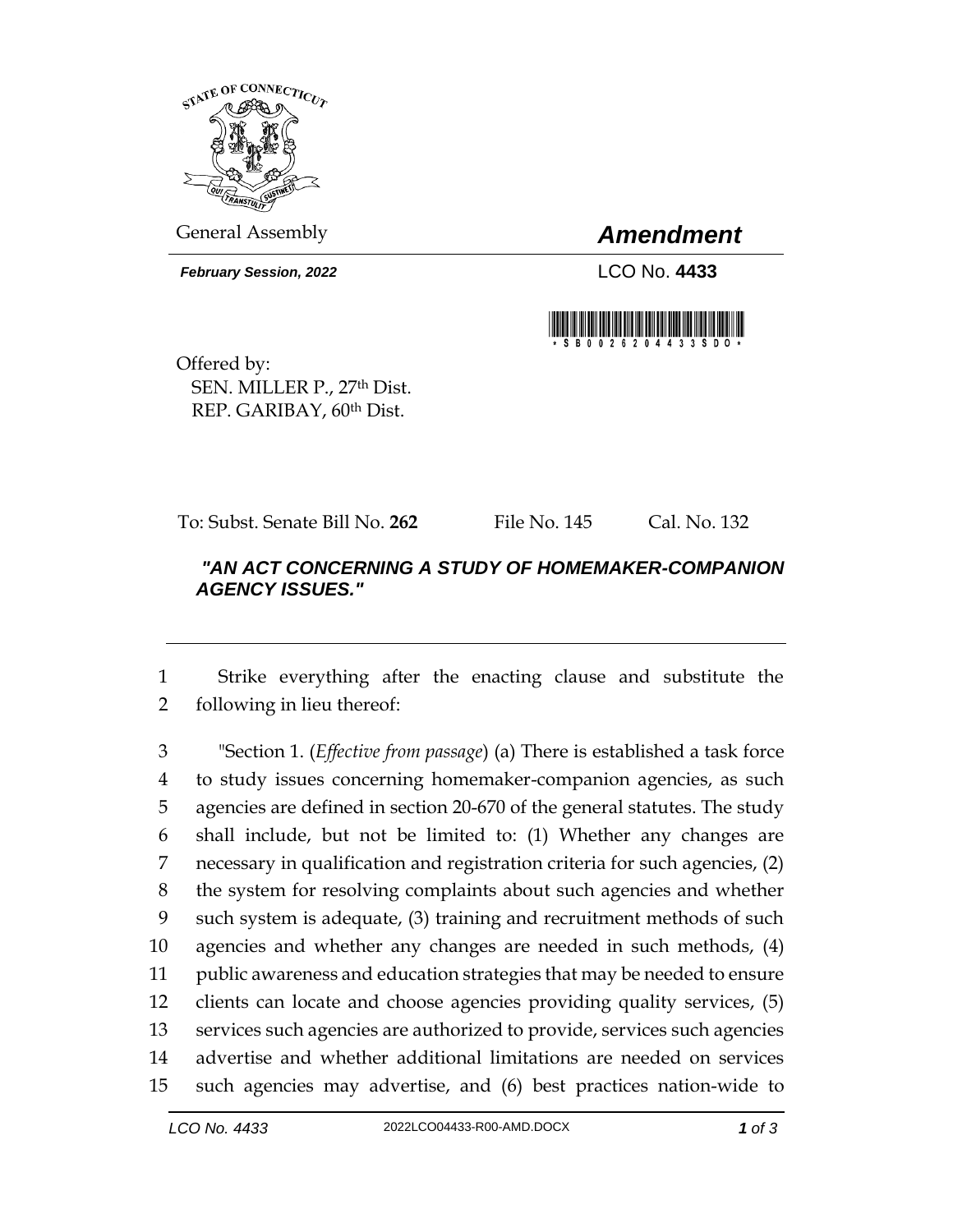STATE OF CONNECTICUT

General Assembly

# *Amendment*

***February Session, 2022***

LCO No. **4433**

\* S B 0 0 2 6 2 0 4 4 3 3 S D O \*

Offered by:
SEN. MILLER P., 27th Dist.
REP. GARIBAY, 60th Dist.

To: Subst. Senate Bill No. **262** File No. 145 Cal. No. 132

***"AN ACT CONCERNING A STUDY OF HOMEMAKER-COMPANION AGENCY ISSUES."***

---

1 Strike everything after the enacting clause and substitute the
2 following in lieu thereof:

3 "Section 1. (*Effective from passage*) (a) There is established a task force
4 to study issues concerning homemaker-companion agencies, as such
5 agencies are defined in section 20-670 of the general statutes. The study
6 shall include, but not be limited to: (1) Whether any changes are
7 necessary in qualification and registration criteria for such agencies, (2)
8 the system for resolving complaints about such agencies and whether
9 such system is adequate, (3) training and recruitment methods of such
10 agencies and whether any changes are needed in such methods, (4)
11 public awareness and education strategies that may be needed to ensure
12 clients can locate and choose agencies providing quality services, (5)
13 services such agencies are authorized to provide, services such agencies
14 advertise and whether additional limitations are needed on services
15 such agencies may advertise, and (6) best practices nation-wide to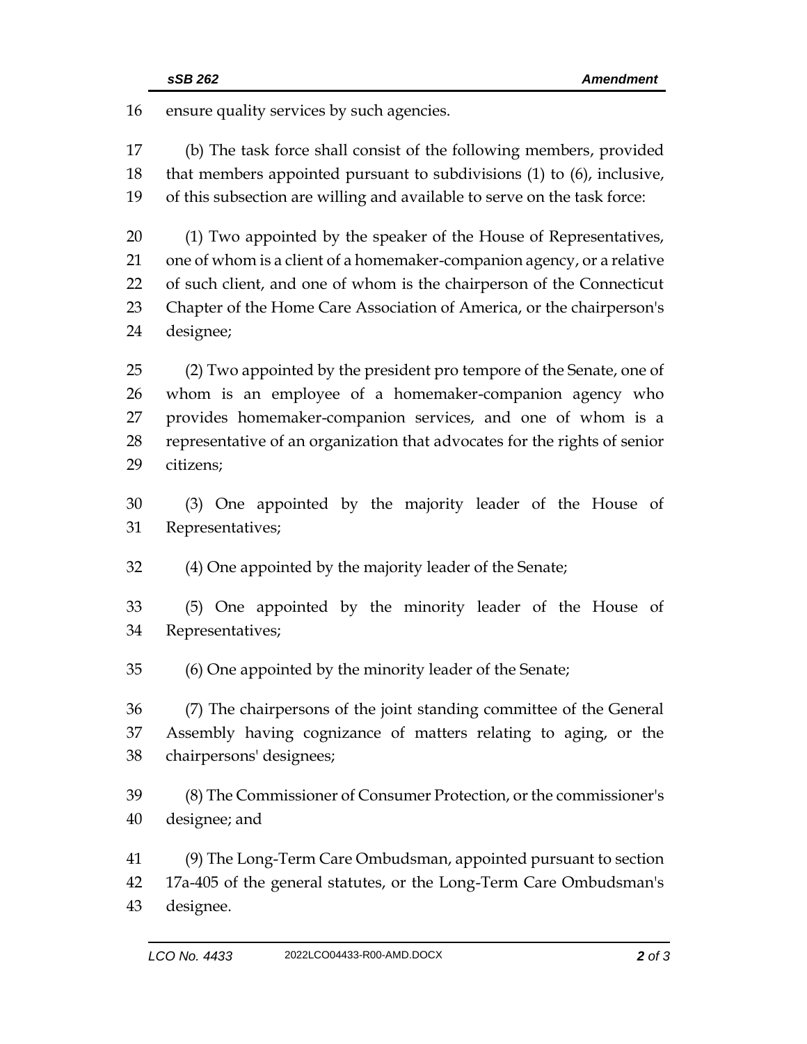ensure quality services by such agencies.

(b) The task force shall consist of the following members, provided that members appointed pursuant to subdivisions (1) to (6), inclusive, of this subsection are willing and available to serve on the task force:

(1) Two appointed by the speaker of the House of Representatives, one of whom is a client of a homemaker-companion agency, or a relative of such client, and one of whom is the chairperson of the Connecticut Chapter of the Home Care Association of America, or the chairperson's designee;

(2) Two appointed by the president pro tempore of the Senate, one of whom is an employee of a homemaker-companion agency who provides homemaker-companion services, and one of whom is a representative of an organization that advocates for the rights of senior citizens;

(3) One appointed by the majority leader of the House of Representatives;

(4) One appointed by the majority leader of the Senate;

(5) One appointed by the minority leader of the House of Representatives;

(6) One appointed by the minority leader of the Senate;

(7) The chairpersons of the joint standing committee of the General Assembly having cognizance of matters relating to aging, or the chairpersons' designees;

(8) The Commissioner of Consumer Protection, or the commissioner's designee; and

(9) The Long-Term Care Ombudsman, appointed pursuant to section 17a-405 of the general statutes, or the Long-Term Care Ombudsman's designee.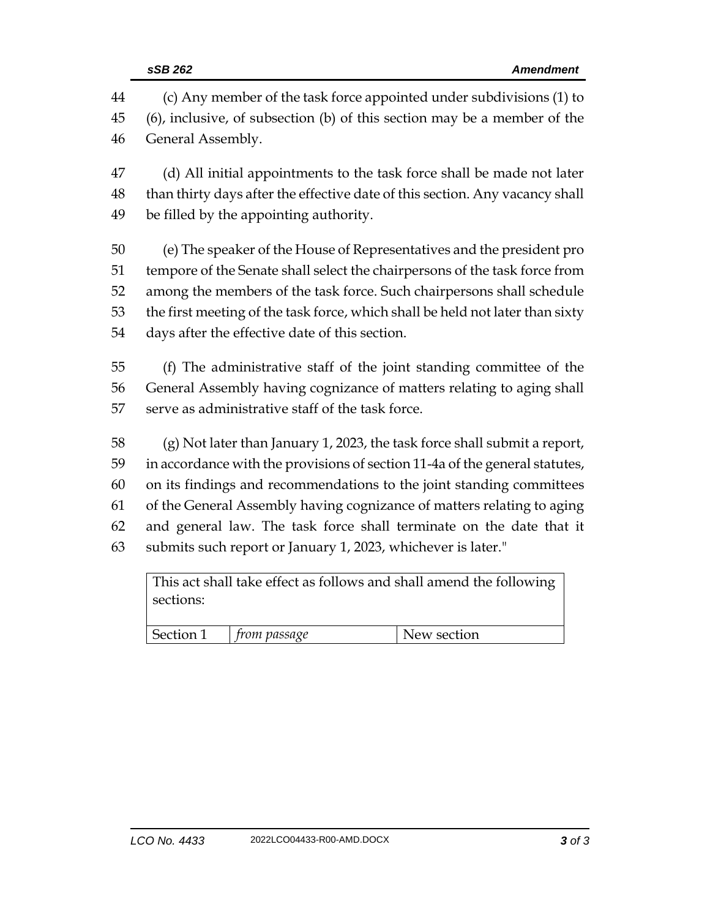(c) Any member of the task force appointed under subdivisions (1) to (6), inclusive, of subsection (b) of this section may be a member of the General Assembly.

(d) All initial appointments to the task force shall be made not later than thirty days after the effective date of this section. Any vacancy shall be filled by the appointing authority.

(e) The speaker of the House of Representatives and the president pro tempore of the Senate shall select the chairpersons of the task force from among the members of the task force. Such chairpersons shall schedule the first meeting of the task force, which shall be held not later than sixty days after the effective date of this section.

(f) The administrative staff of the joint standing committee of the General Assembly having cognizance of matters relating to aging shall serve as administrative staff of the task force.

(g) Not later than January 1, 2023, the task force shall submit a report, in accordance with the provisions of section 11-4a of the general statutes, on its findings and recommendations to the joint standing committees of the General Assembly having cognizance of matters relating to aging and general law. The task force shall terminate on the date that it submits such report or January 1, 2023, whichever is later."

| This act shall take effect as follows and shall amend the following sections: | | |
|---|---|---|
| Section 1 | *from passage* | New section |